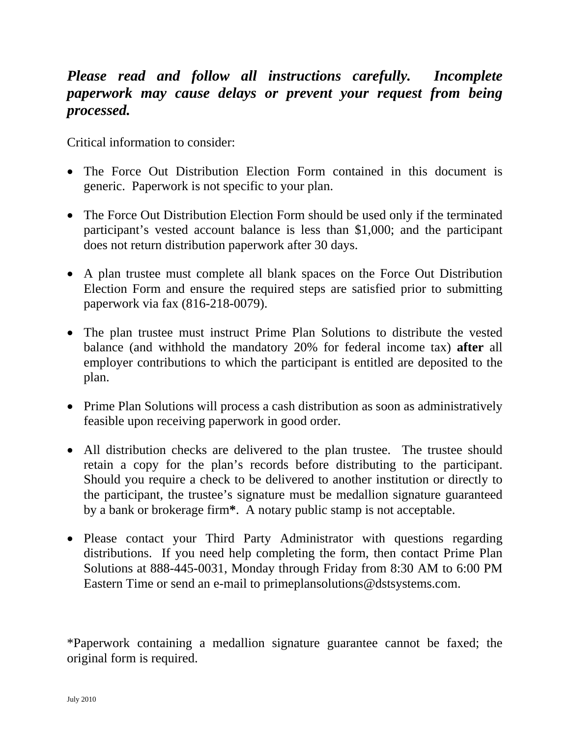***Please read and follow all instructions carefully. Incomplete paperwork may cause delays or prevent your request from being processed.***

Critical information to consider:

- The Force Out Distribution Election Form contained in this document is generic. Paperwork is not specific to your plan.

- The Force Out Distribution Election Form should be used only if the terminated participant's vested account balance is less than $1,000; and the participant does not return distribution paperwork after 30 days.

- A plan trustee must complete all blank spaces on the Force Out Distribution Election Form and ensure the required steps are satisfied prior to submitting paperwork via fax (816-218-0079).

- The plan trustee must instruct Prime Plan Solutions to distribute the vested balance (and withhold the mandatory 20% for federal income tax) **after** all employer contributions to which the participant is entitled are deposited to the plan.

- Prime Plan Solutions will process a cash distribution as soon as administratively feasible upon receiving paperwork in good order.

- All distribution checks are delivered to the plan trustee. The trustee should retain a copy for the plan's records before distributing to the participant. Should you require a check to be delivered to another institution or directly to the participant, the trustee's signature must be medallion signature guaranteed by a bank or brokerage firm**\***. A notary public stamp is not acceptable.

- Please contact your Third Party Administrator with questions regarding distributions. If you need help completing the form, then contact Prime Plan Solutions at 888-445-0031, Monday through Friday from 8:30 AM to 6:00 PM Eastern Time or send an e-mail to primeplansolutions@dstsystems.com.

*Paperwork containing a medallion signature guarantee cannot be faxed; the original form is required.

July 2010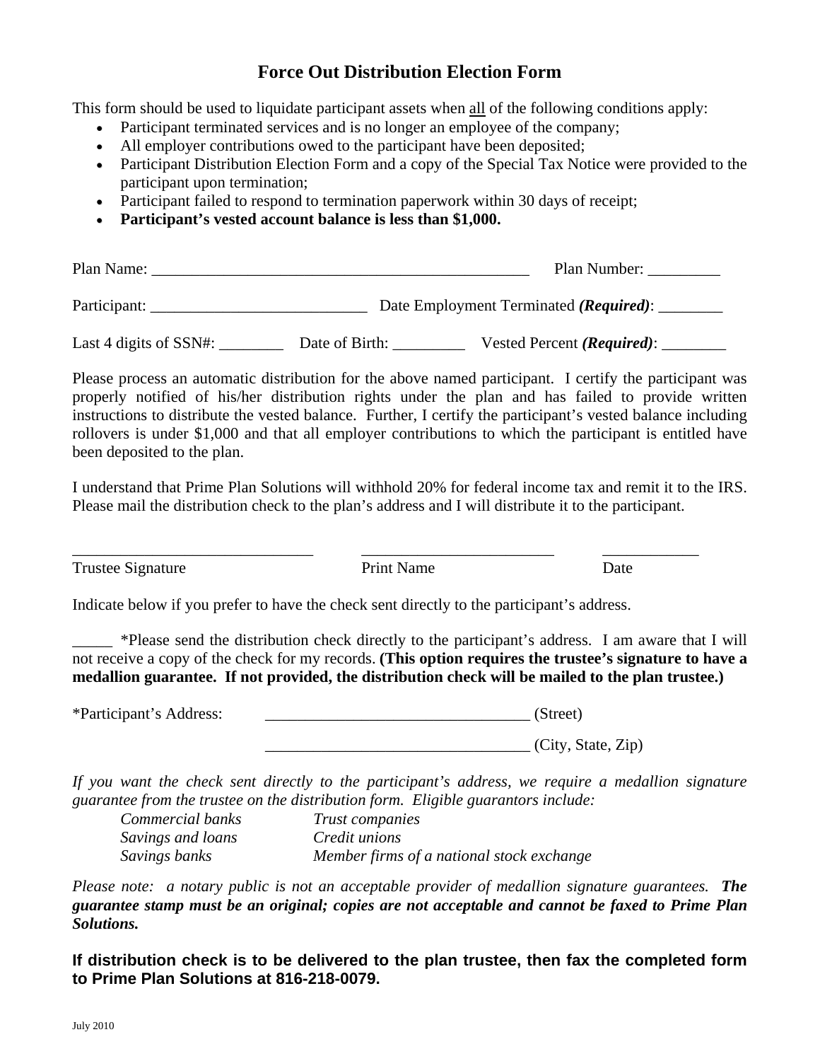# Force Out Distribution Election Form

This form should be used to liquidate participant assets when all of the following conditions apply:

- Participant terminated services and is no longer an employee of the company;
- All employer contributions owed to the participant have been deposited;
- Participant Distribution Election Form and a copy of the Special Tax Notice were provided to the participant upon termination;
- Participant failed to respond to termination paperwork within 30 days of receipt;
- **Participant's vested account balance is less than $1,000.**

Plan Name: ________________________________________________ Plan Number: _________

Participant: ___________________________ Date Employment Terminated ***(Required)***: ________

Last 4 digits of SSN#: ________ Date of Birth: _________ Vested Percent ***(Required)***: ________

Please process an automatic distribution for the above named participant. I certify the participant was properly notified of his/her distribution rights under the plan and has failed to provide written instructions to distribute the vested balance. Further, I certify the participant's vested balance including rollovers is under $1,000 and that all employer contributions to which the participant is entitled have been deposited to the plan.

I understand that Prime Plan Solutions will withhold 20% for federal income tax and remit it to the IRS. Please mail the distribution check to the plan's address and I will distribute it to the participant.

______________________________ ________________________ ____________

Trustee Signature Print Name Date

Indicate below if you prefer to have the check sent directly to the participant's address.

_____ *Please send the distribution check directly to the participant's address. I am aware that I will not receive a copy of the check for my records. **(This option requires the trustee's signature to have a medallion guarantee. If not provided, the distribution check will be mailed to the plan trustee.)**

*Participant's Address: ________________________________ (Street)

________________________________ (City, State, Zip)

*If you want the check sent directly to the participant's address, we require a medallion signature guarantee from the trustee on the distribution form. Eligible guarantors include:*

| | |
|---|---|
| *Commercial banks* | *Trust companies* |
| *Savings and loans* | *Credit unions* |
| *Savings banks* | *Member firms of a national stock exchange* |

*Please note: a notary public is not an acceptable provider of medallion signature guarantees.* ***The guarantee stamp must be an original; copies are not acceptable and cannot be faxed to Prime Plan Solutions.***

**If distribution check is to be delivered to the plan trustee, then fax the completed form to Prime Plan Solutions at 816-218-0079.**

July 2010